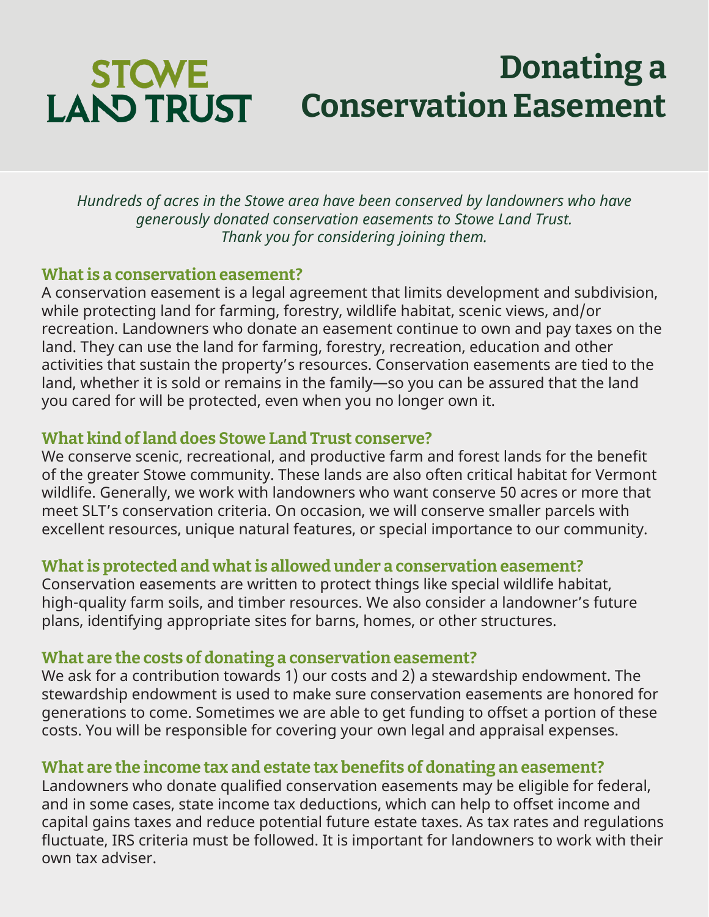# STOWE LAND TRUST

# Donating a Conservation Easement

*Hundreds of acres in the Stowe area have been conserved by landowners who have generously donated conservation easements to Stowe Land Trust. Thank you for considering joining them.*

## What is a conservation easement?

A conservation easement is a legal agreement that limits development and subdivision, while protecting land for farming, forestry, wildlife habitat, scenic views, and/or recreation. Landowners who donate an easement continue to own and pay taxes on the land. They can use the land for farming, forestry, recreation, education and other activities that sustain the property's resources. Conservation easements are tied to the land, whether it is sold or remains in the family—so you can be assured that the land you cared for will be protected, even when you no longer own it.

## What kind of land does Stowe Land Trust conserve?

We conserve scenic, recreational, and productive farm and forest lands for the benefit of the greater Stowe community. These lands are also often critical habitat for Vermont wildlife. Generally, we work with landowners who want conserve 50 acres or more that meet SLT's conservation criteria. On occasion, we will conserve smaller parcels with excellent resources, unique natural features, or special importance to our community.

## What is protected and what is allowed under a conservation easement?

Conservation easements are written to protect things like special wildlife habitat, high-quality farm soils, and timber resources. We also consider a landowner's future plans, identifying appropriate sites for barns, homes, or other structures.

## What are the costs of donating a conservation easement?

We ask for a contribution towards 1) our costs and 2) a stewardship endowment. The stewardship endowment is used to make sure conservation easements are honored for generations to come. Sometimes we are able to get funding to offset a portion of these costs. You will be responsible for covering your own legal and appraisal expenses.

## What are the income tax and estate tax benefits of donating an easement?

Landowners who donate qualified conservation easements may be eligible for federal, and in some cases, state income tax deductions, which can help to offset income and capital gains taxes and reduce potential future estate taxes. As tax rates and regulations fluctuate, IRS criteria must be followed. It is important for landowners to work with their own tax adviser.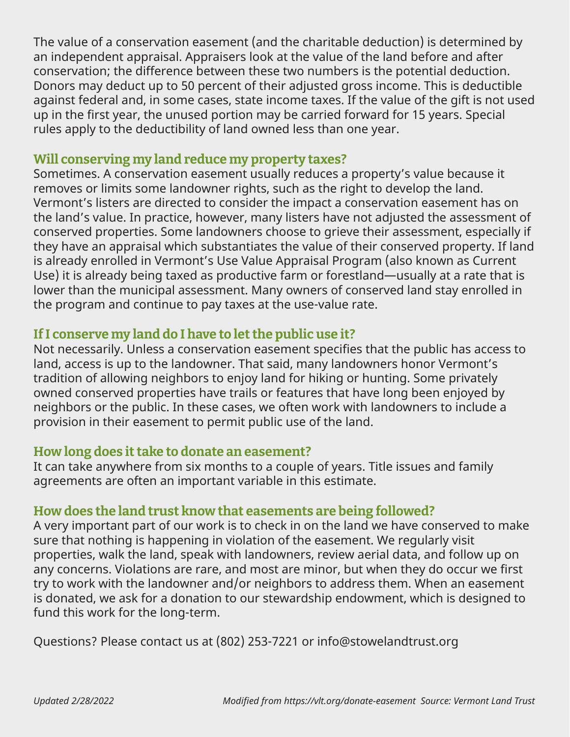The value of a conservation easement (and the charitable deduction) is determined by an independent appraisal. Appraisers look at the value of the land before and after conservation; the difference between these two numbers is the potential deduction. Donors may deduct up to 50 percent of their adjusted gross income. This is deductible against federal and, in some cases, state income taxes. If the value of the gift is not used up in the first year, the unused portion may be carried forward for 15 years. Special rules apply to the deductibility of land owned less than one year.

## Will conserving my land reduce my property taxes?

Sometimes. A conservation easement usually reduces a property's value because it removes or limits some landowner rights, such as the right to develop the land. Vermont's listers are directed to consider the impact a conservation easement has on the land's value. In practice, however, many listers have not adjusted the assessment of conserved properties. Some landowners choose to grieve their assessment, especially if they have an appraisal which substantiates the value of their conserved property. If land is already enrolled in Vermont's Use Value Appraisal Program (also known as Current Use) it is already being taxed as productive farm or forestland—usually at a rate that is lower than the municipal assessment. Many owners of conserved land stay enrolled in the program and continue to pay taxes at the use-value rate.

## If I conserve my land do I have to let the public use it?

Not necessarily. Unless a conservation easement specifies that the public has access to land, access is up to the landowner. That said, many landowners honor Vermont's tradition of allowing neighbors to enjoy land for hiking or hunting. Some privately owned conserved properties have trails or features that have long been enjoyed by neighbors or the public. In these cases, we often work with landowners to include a provision in their easement to permit public use of the land.

## How long does it take to donate an easement?

It can take anywhere from six months to a couple of years. Title issues and family agreements are often an important variable in this estimate.

## How does the land trust know that easements are being followed?

A very important part of our work is to check in on the land we have conserved to make sure that nothing is happening in violation of the easement. We regularly visit properties, walk the land, speak with landowners, review aerial data, and follow up on any concerns. Violations are rare, and most are minor, but when they do occur we first try to work with the landowner and/or neighbors to address them. When an easement is donated, we ask for a donation to our stewardship endowment, which is designed to fund this work for the long-term.

Questions? Please contact us at (802) 253-7221 or info@stowelandtrust.org

*Updated 2/28/2022* *Modified from https://vlt.org/donate-easement Source: Vermont Land Trust*